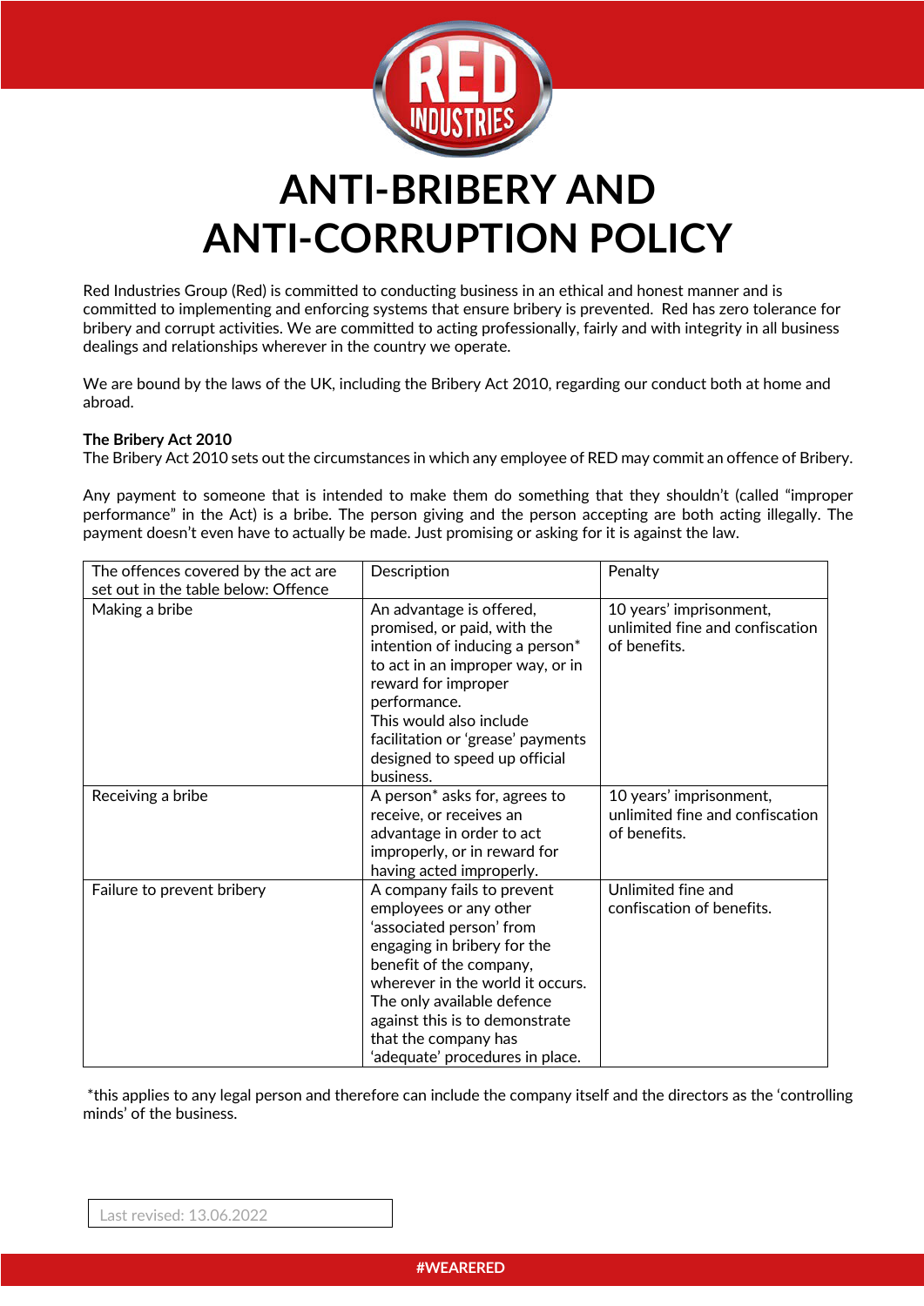# ANTI-BRIBERY AND ANTI-CORRUPTION POLICY

Red Industries Group (Red) is committed to conducting business in an ethical and honest manner and is committed to implementing and enforcing systems that ensure bribery is prevented. Red has zero tolerance for bribery and corrupt activities. We are committed to acting professionally, fairly and with integrity in all business dealings and relationships wherever in the country we operate.

We are bound by the laws of the UK, including the Bribery Act 2010, regarding our conduct both at home and abroad.

**The Bribery Act 2010**
The Bribery Act 2010 sets out the circumstances in which any employee of RED may commit an offence of Bribery.

Any payment to someone that is intended to make them do something that they shouldn't (called "improper performance" in the Act) is a bribe. The person giving and the person accepting are both acting illegally. The payment doesn't even have to actually be made. Just promising or asking for it is against the law.

| The offences covered by the act are set out in the table below: Offence | Description | Penalty |
|---|---|---|
| Making a bribe | An advantage is offered, promised, or paid, with the intention of inducing a person* to act in an improper way, or in reward for improper performance. This would also include facilitation or 'grease' payments designed to speed up official business. | 10 years' imprisonment, unlimited fine and confiscation of benefits. |
| Receiving a bribe | A person* asks for, agrees to receive, or receives an advantage in order to act improperly, or in reward for having acted improperly. | 10 years' imprisonment, unlimited fine and confiscation of benefits. |
| Failure to prevent bribery | A company fails to prevent employees or any other 'associated person' from engaging in bribery for the benefit of the company, wherever in the world it occurs. The only available defence against this is to demonstrate that the company has 'adequate' procedures in place. | Unlimited fine and confiscation of benefits. |

*this applies to any legal person and therefore can include the company itself and the directors as the 'controlling minds' of the business.

Last revised: 13.06.2022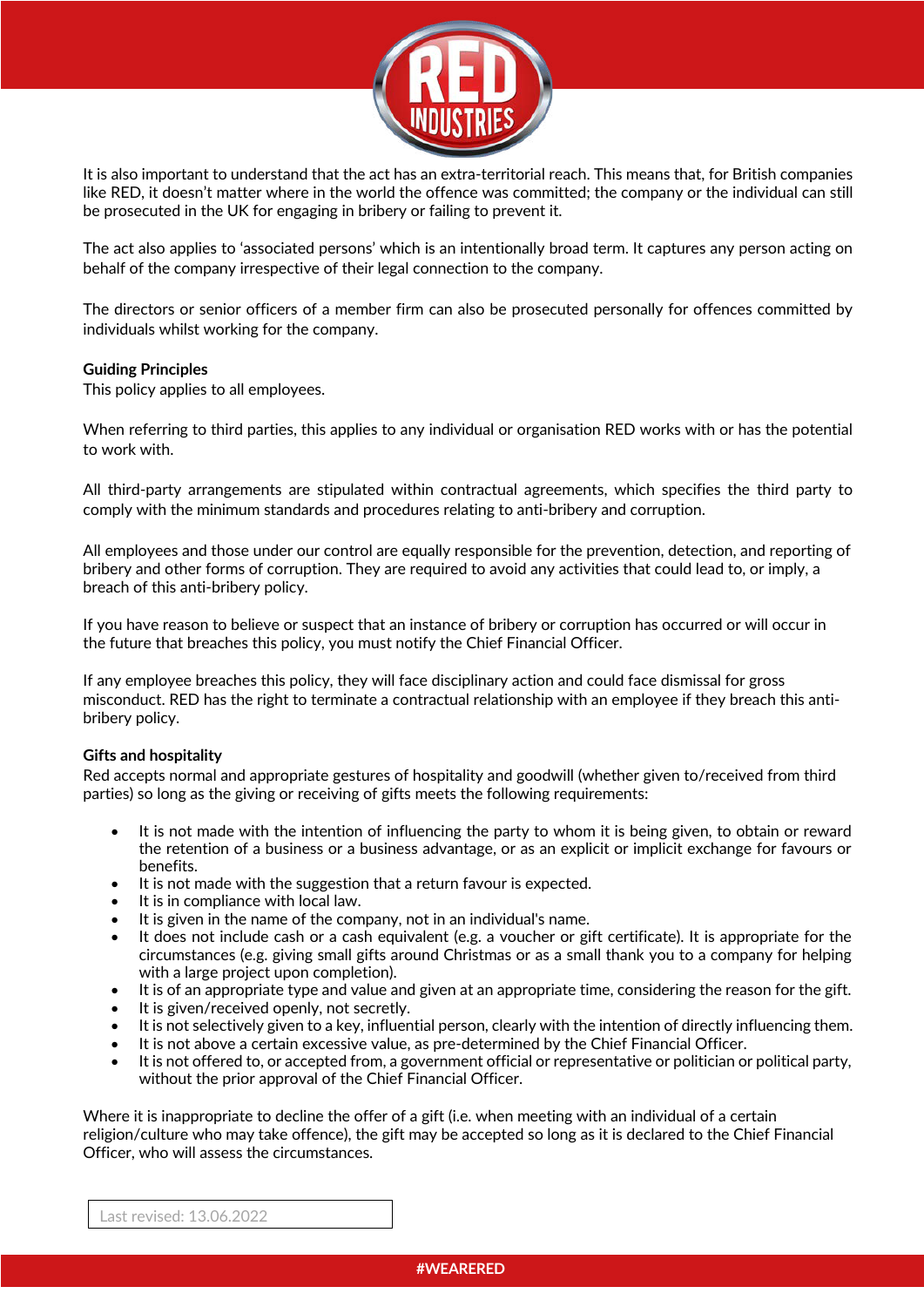It is also important to understand that the act has an extra-territorial reach. This means that, for British companies like RED, it doesn't matter where in the world the offence was committed; the company or the individual can still be prosecuted in the UK for engaging in bribery or failing to prevent it.

The act also applies to 'associated persons' which is an intentionally broad term. It captures any person acting on behalf of the company irrespective of their legal connection to the company.

The directors or senior officers of a member firm can also be prosecuted personally for offences committed by individuals whilst working for the company.

**Guiding Principles**
This policy applies to all employees.

When referring to third parties, this applies to any individual or organisation RED works with or has the potential to work with.

All third-party arrangements are stipulated within contractual agreements, which specifies the third party to comply with the minimum standards and procedures relating to anti-bribery and corruption.

All employees and those under our control are equally responsible for the prevention, detection, and reporting of bribery and other forms of corruption. They are required to avoid any activities that could lead to, or imply, a breach of this anti-bribery policy.

If you have reason to believe or suspect that an instance of bribery or corruption has occurred or will occur in the future that breaches this policy, you must notify the Chief Financial Officer.

If any employee breaches this policy, they will face disciplinary action and could face dismissal for gross misconduct. RED has the right to terminate a contractual relationship with an employee if they breach this anti-bribery policy.

**Gifts and hospitality**
Red accepts normal and appropriate gestures of hospitality and goodwill (whether given to/received from third parties) so long as the giving or receiving of gifts meets the following requirements:

- It is not made with the intention of influencing the party to whom it is being given, to obtain or reward the retention of a business or a business advantage, or as an explicit or implicit exchange for favours or benefits.
- It is not made with the suggestion that a return favour is expected.
- It is in compliance with local law.
- It is given in the name of the company, not in an individual's name.
- It does not include cash or a cash equivalent (e.g. a voucher or gift certificate). It is appropriate for the circumstances (e.g. giving small gifts around Christmas or as a small thank you to a company for helping with a large project upon completion).
- It is of an appropriate type and value and given at an appropriate time, considering the reason for the gift.
- It is given/received openly, not secretly.
- It is not selectively given to a key, influential person, clearly with the intention of directly influencing them.
- It is not above a certain excessive value, as pre-determined by the Chief Financial Officer.
- It is not offered to, or accepted from, a government official or representative or politician or political party, without the prior approval of the Chief Financial Officer.

Where it is inappropriate to decline the offer of a gift (i.e. when meeting with an individual of a certain religion/culture who may take offence), the gift may be accepted so long as it is declared to the Chief Financial Officer, who will assess the circumstances.

Last revised: 13.06.2022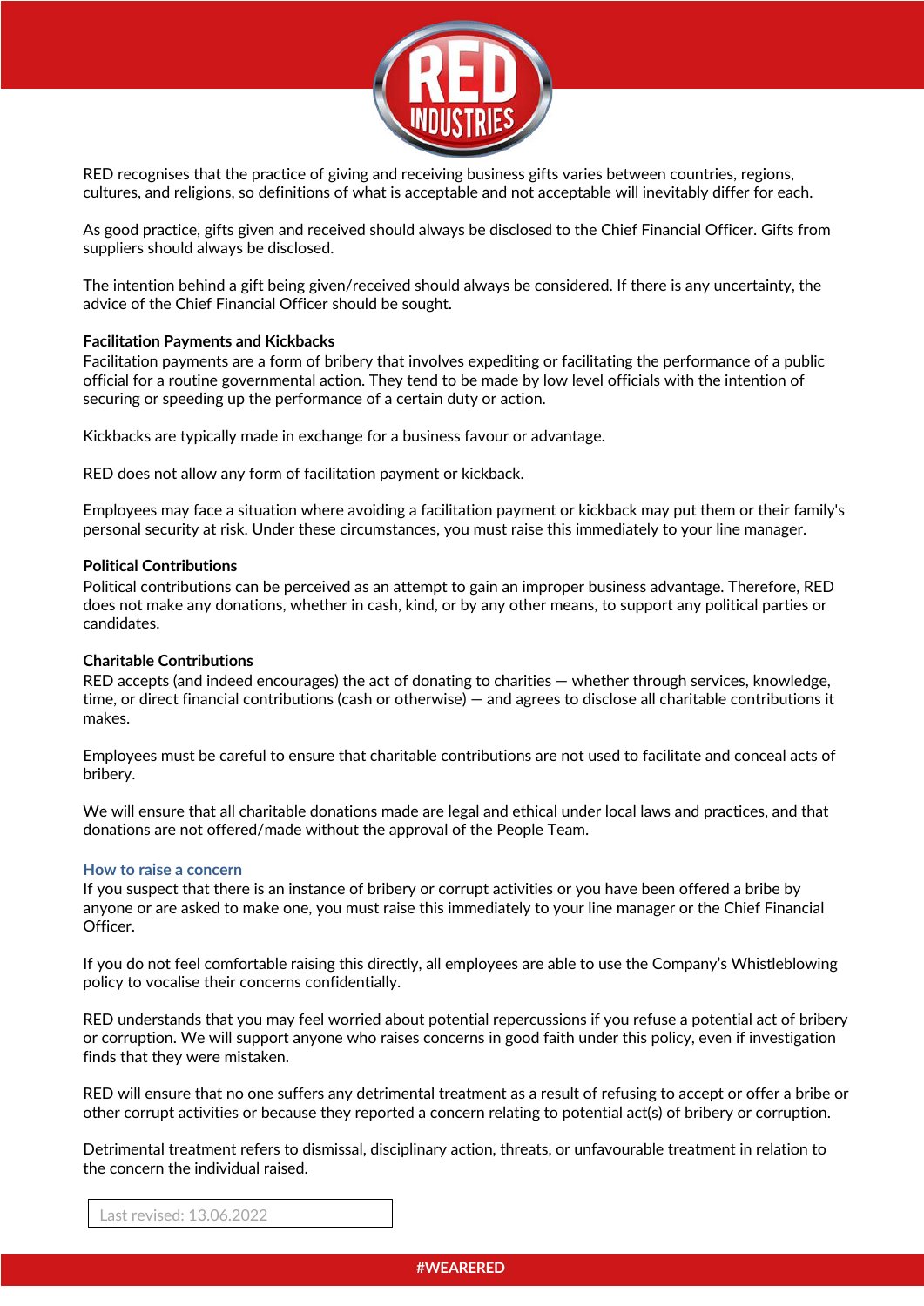RED recognises that the practice of giving and receiving business gifts varies between countries, regions, cultures, and religions, so definitions of what is acceptable and not acceptable will inevitably differ for each.

As good practice, gifts given and received should always be disclosed to the Chief Financial Officer. Gifts from suppliers should always be disclosed.

The intention behind a gift being given/received should always be considered. If there is any uncertainty, the advice of the Chief Financial Officer should be sought.

**Facilitation Payments and Kickbacks**

Facilitation payments are a form of bribery that involves expediting or facilitating the performance of a public official for a routine governmental action. They tend to be made by low level officials with the intention of securing or speeding up the performance of a certain duty or action.

Kickbacks are typically made in exchange for a business favour or advantage.

RED does not allow any form of facilitation payment or kickback.

Employees may face a situation where avoiding a facilitation payment or kickback may put them or their family's personal security at risk. Under these circumstances, you must raise this immediately to your line manager.

**Political Contributions**

Political contributions can be perceived as an attempt to gain an improper business advantage. Therefore, RED does not make any donations, whether in cash, kind, or by any other means, to support any political parties or candidates.

**Charitable Contributions**

RED accepts (and indeed encourages) the act of donating to charities — whether through services, knowledge, time, or direct financial contributions (cash or otherwise) — and agrees to disclose all charitable contributions it makes.

Employees must be careful to ensure that charitable contributions are not used to facilitate and conceal acts of bribery.

We will ensure that all charitable donations made are legal and ethical under local laws and practices, and that donations are not offered/made without the approval of the People Team.

## How to raise a concern

If you suspect that there is an instance of bribery or corrupt activities or you have been offered a bribe by anyone or are asked to make one, you must raise this immediately to your line manager or the Chief Financial Officer.

If you do not feel comfortable raising this directly, all employees are able to use the Company's Whistleblowing policy to vocalise their concerns confidentially.

RED understands that you may feel worried about potential repercussions if you refuse a potential act of bribery or corruption. We will support anyone who raises concerns in good faith under this policy, even if investigation finds that they were mistaken.

RED will ensure that no one suffers any detrimental treatment as a result of refusing to accept or offer a bribe or other corrupt activities or because they reported a concern relating to potential act(s) of bribery or corruption.

Detrimental treatment refers to dismissal, disciplinary action, threats, or unfavourable treatment in relation to the concern the individual raised.

Last revised: 13.06.2022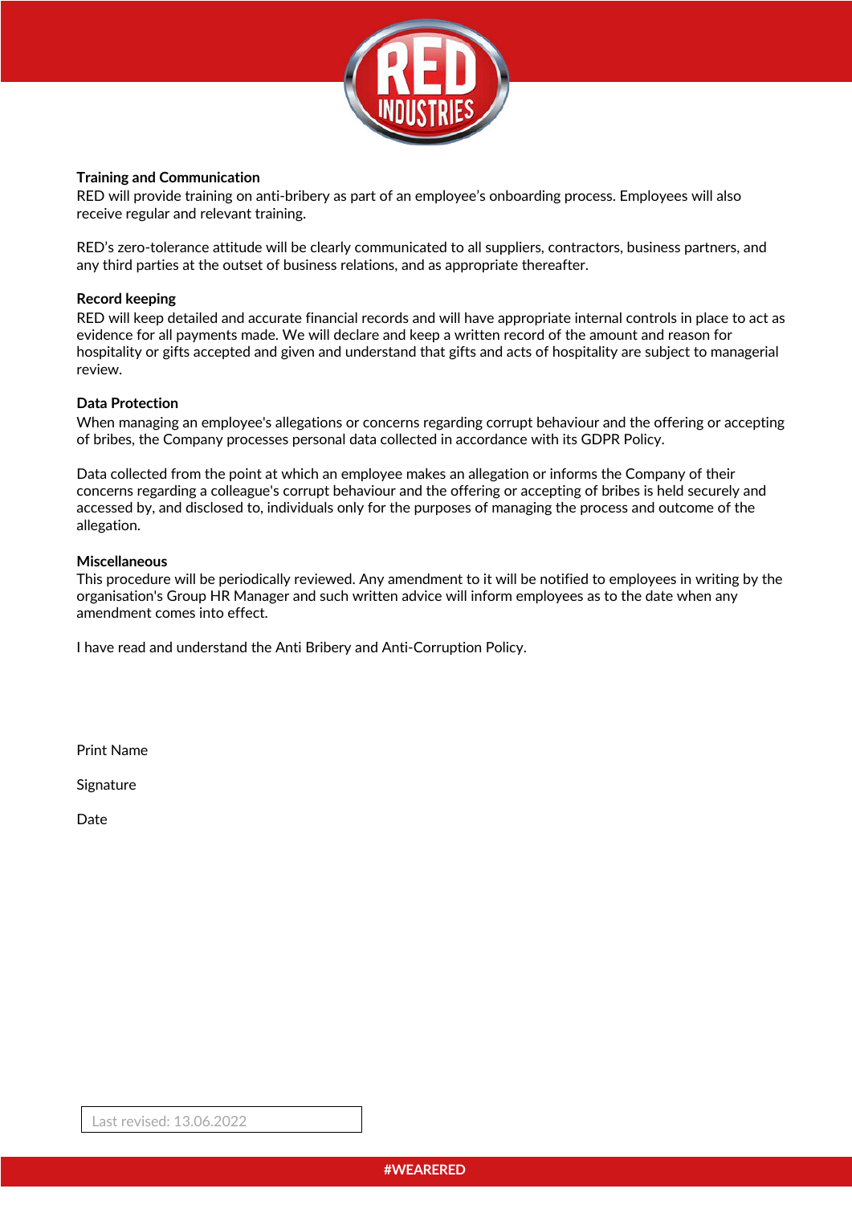**Training and Communication**
RED will provide training on anti-bribery as part of an employee's onboarding process. Employees will also receive regular and relevant training.

RED's zero-tolerance attitude will be clearly communicated to all suppliers, contractors, business partners, and any third parties at the outset of business relations, and as appropriate thereafter.

**Record keeping**
RED will keep detailed and accurate financial records and will have appropriate internal controls in place to act as evidence for all payments made. We will declare and keep a written record of the amount and reason for hospitality or gifts accepted and given and understand that gifts and acts of hospitality are subject to managerial review.

**Data Protection**
When managing an employee's allegations or concerns regarding corrupt behaviour and the offering or accepting of bribes, the Company processes personal data collected in accordance with its GDPR Policy.

Data collected from the point at which an employee makes an allegation or informs the Company of their concerns regarding a colleague's corrupt behaviour and the offering or accepting of bribes is held securely and accessed by, and disclosed to, individuals only for the purposes of managing the process and outcome of the allegation.

**Miscellaneous**
This procedure will be periodically reviewed. Any amendment to it will be notified to employees in writing by the organisation's Group HR Manager and such written advice will inform employees as to the date when any amendment comes into effect.

I have read and understand the Anti Bribery and Anti-Corruption Policy.

Print Name

Signature

Date

Last revised: 13.06.2022